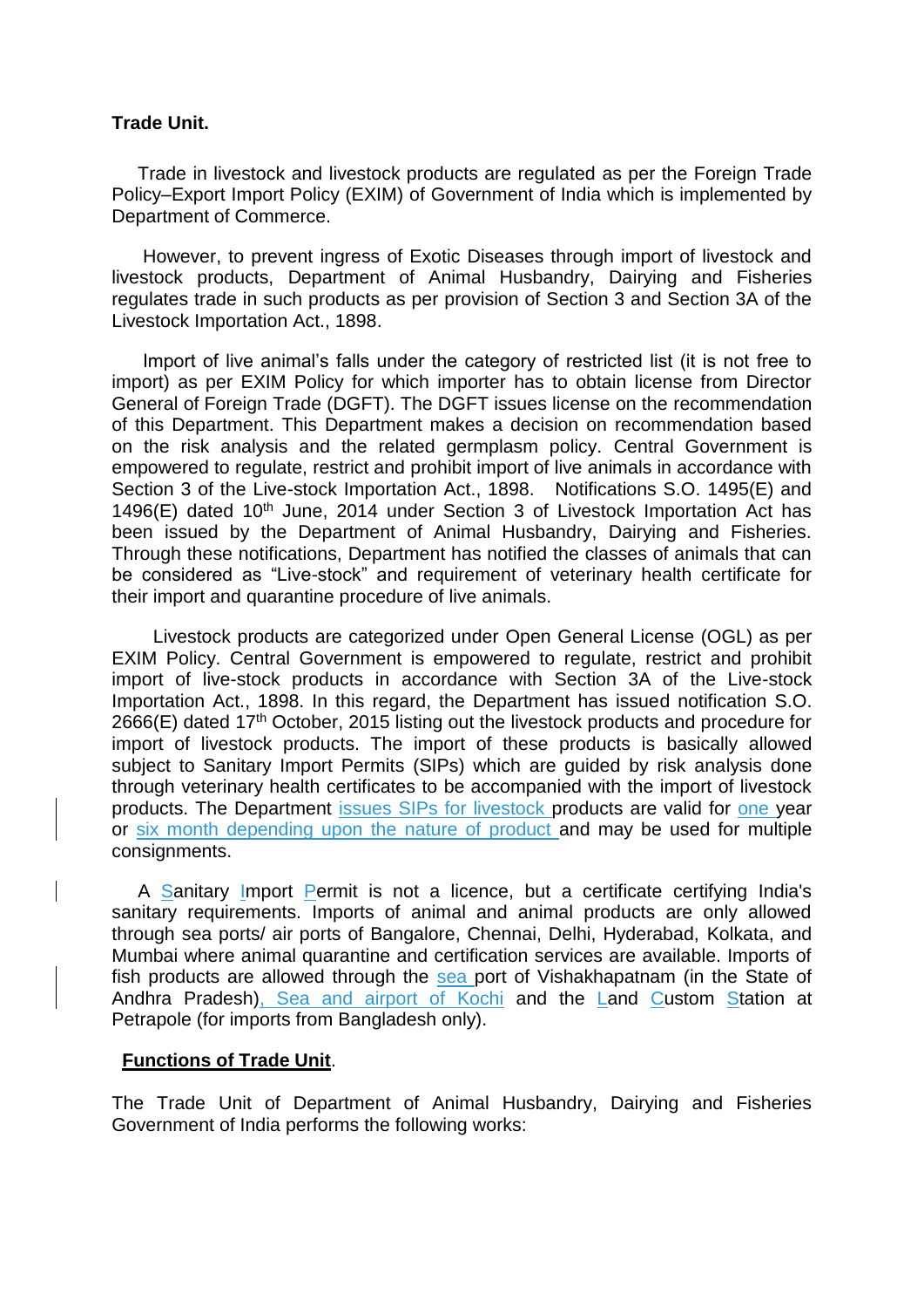**Trade Unit.**

Trade in livestock and livestock products are regulated as per the Foreign Trade Policy–Export Import Policy (EXIM) of Government of India which is implemented by Department of Commerce.

However, to prevent ingress of Exotic Diseases through import of livestock and livestock products, Department of Animal Husbandry, Dairying and Fisheries regulates trade in such products as per provision of Section 3 and Section 3A of the Livestock Importation Act., 1898.

Import of live animal's falls under the category of restricted list (it is not free to import) as per EXIM Policy for which importer has to obtain license from Director General of Foreign Trade (DGFT). The DGFT issues license on the recommendation of this Department. This Department makes a decision on recommendation based on the risk analysis and the related germplasm policy. Central Government is empowered to regulate, restrict and prohibit import of live animals in accordance with Section 3 of the Live-stock Importation Act., 1898. Notifications S.O. 1495(E) and 1496(E) dated 10th June, 2014 under Section 3 of Livestock Importation Act has been issued by the Department of Animal Husbandry, Dairying and Fisheries. Through these notifications, Department has notified the classes of animals that can be considered as "Live-stock" and requirement of veterinary health certificate for their import and quarantine procedure of live animals.

Livestock products are categorized under Open General License (OGL) as per EXIM Policy. Central Government is empowered to regulate, restrict and prohibit import of live-stock products in accordance with Section 3A of the Live-stock Importation Act., 1898. In this regard, the Department has issued notification S.O. 2666(E) dated 17th October, 2015 listing out the livestock products and procedure for import of livestock products. The import of these products is basically allowed subject to Sanitary Import Permits (SIPs) which are guided by risk analysis done through veterinary health certificates to be accompanied with the import of livestock products. The Department issues SIPs for livestock products are valid for one year or six month depending upon the nature of product and may be used for multiple consignments.

A Sanitary Import Permit is not a licence, but a certificate certifying India's sanitary requirements. Imports of animal and animal products are only allowed through sea ports/ air ports of Bangalore, Chennai, Delhi, Hyderabad, Kolkata, and Mumbai where animal quarantine and certification services are available. Imports of fish products are allowed through the sea port of Vishakhapatnam (in the State of Andhra Pradesh), Sea and airport of Kochi and the Land Custom Station at Petrapole (for imports from Bangladesh only).

**Functions of Trade Unit.**

The Trade Unit of Department of Animal Husbandry, Dairying and Fisheries Government of India performs the following works: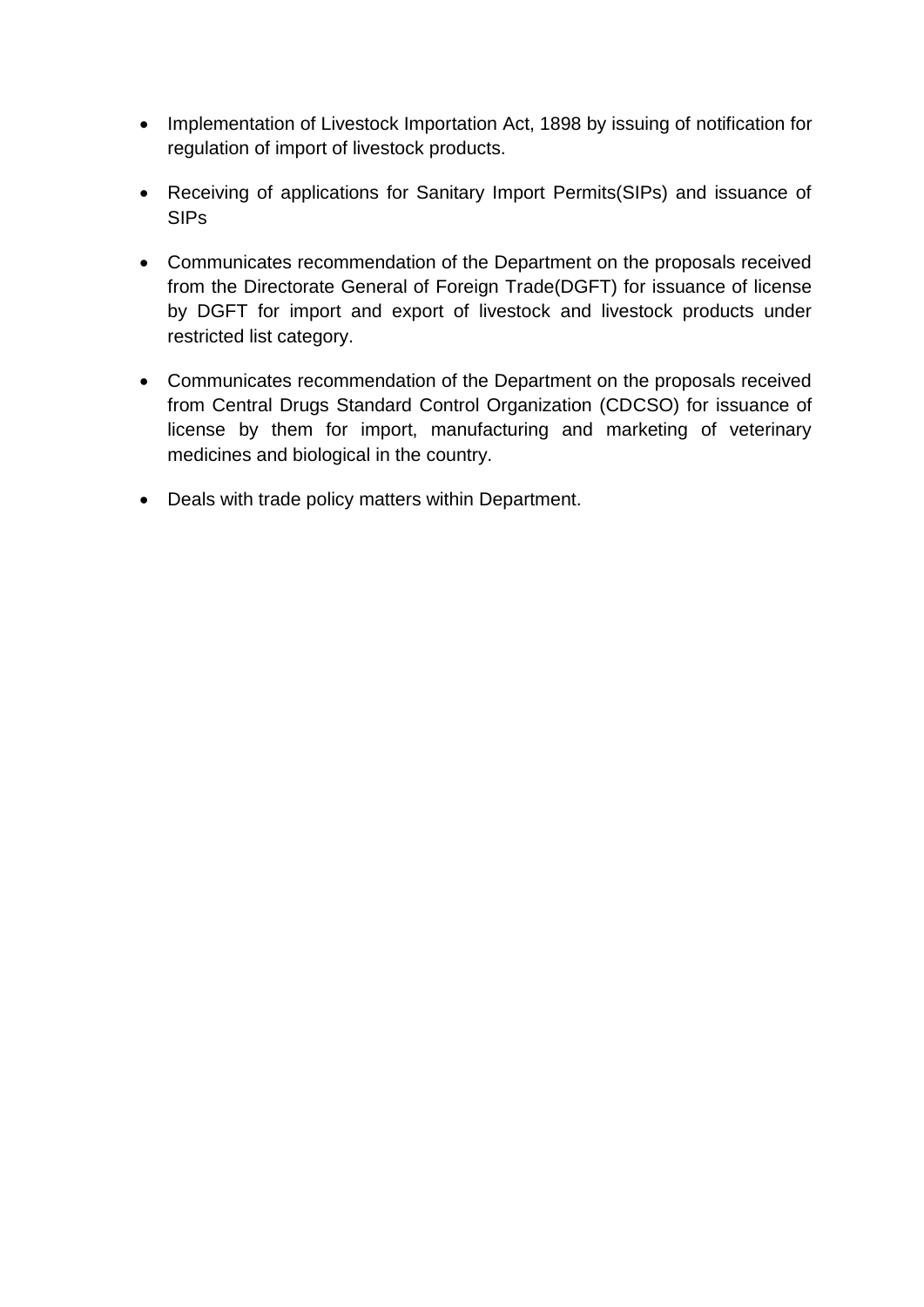- Implementation of Livestock Importation Act, 1898 by issuing of notification for regulation of import of livestock products.
- Receiving of applications for Sanitary Import Permits(SIPs) and issuance of SIPs
- Communicates recommendation of the Department on the proposals received from the Directorate General of Foreign Trade(DGFT) for issuance of license by DGFT for import and export of livestock and livestock products under restricted list category.
- Communicates recommendation of the Department on the proposals received from Central Drugs Standard Control Organization (CDCSO) for issuance of license by them for import, manufacturing and marketing of veterinary medicines and biological in the country.
- Deals with trade policy matters within Department.